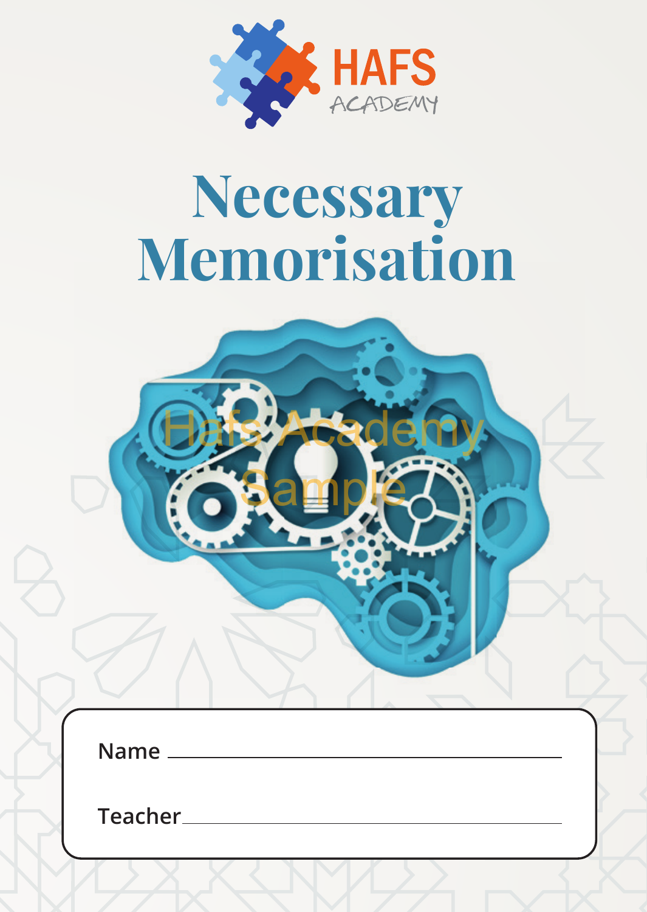HAFS ACADEMY

# Necessary Memorisation

Name ____________________

Teacher ____________________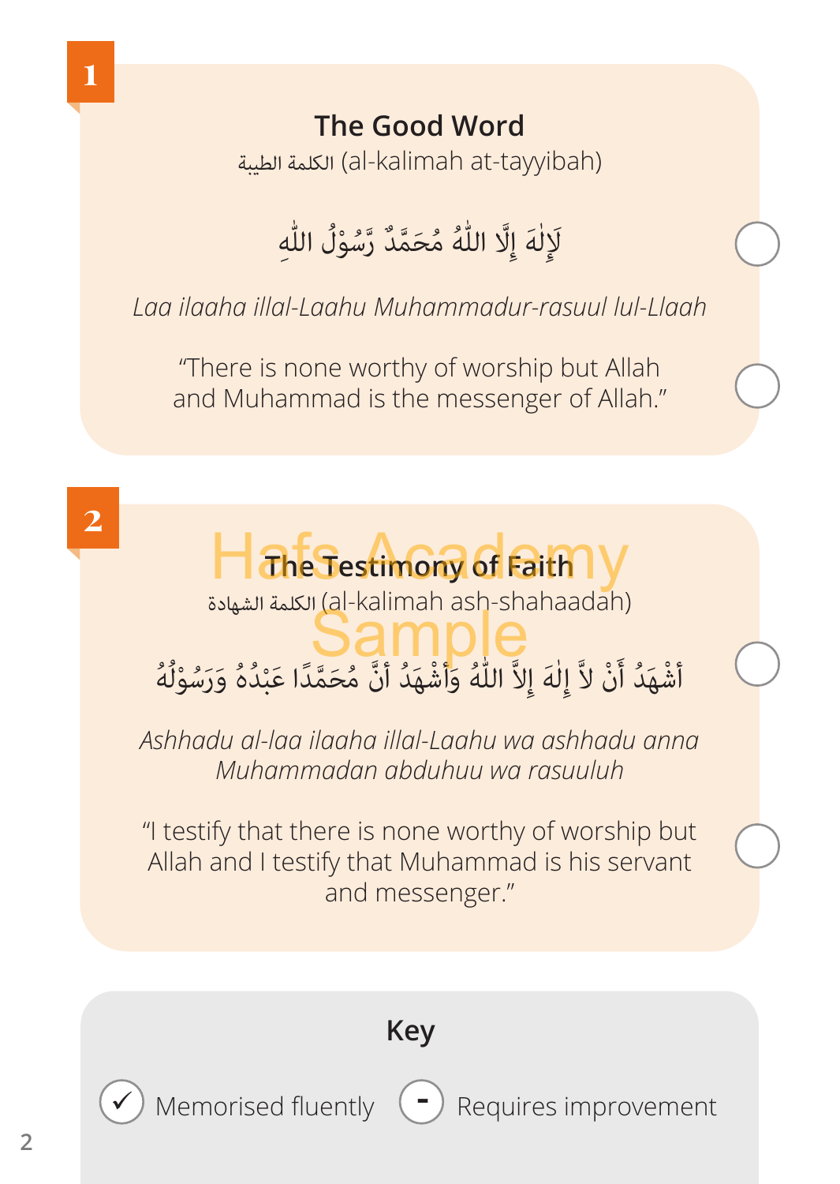## 1

### The Good Word

الكلمة الطيبة (al-kalimah at-tayyibah)

لَآإِلٰهَ إِلَّا اللّٰهُ مُحَمَّدٌ رَّسُوْلُ اللّٰهِ

*Laa ilaaha illal-Laahu Muhammadur-rasuul lul-Llaah*

"There is none worthy of worship but Allah and Muhammad is the messenger of Allah."

## 2

### The Testimony of Faith

الكلمة الشهادة (al-kalimah ash-shahaadah)

أَشْهَدُ أَنْ لَّآ إِلٰهَ إِلَّا اللّٰهُ وَأَشْهَدُ أَنَّ مُحَمَّدًا عَبْدُهُ وَرَسُوْلُهُ

*Ashhadu al-laa ilaaha illal-Laahu wa ashhadu anna Muhammadan abduhuu wa rasuuluh*

"I testify that there is none worthy of worship but Allah and I testify that Muhammad is his servant and messenger."

### Key

✓ Memorised fluently

\- Requires improvement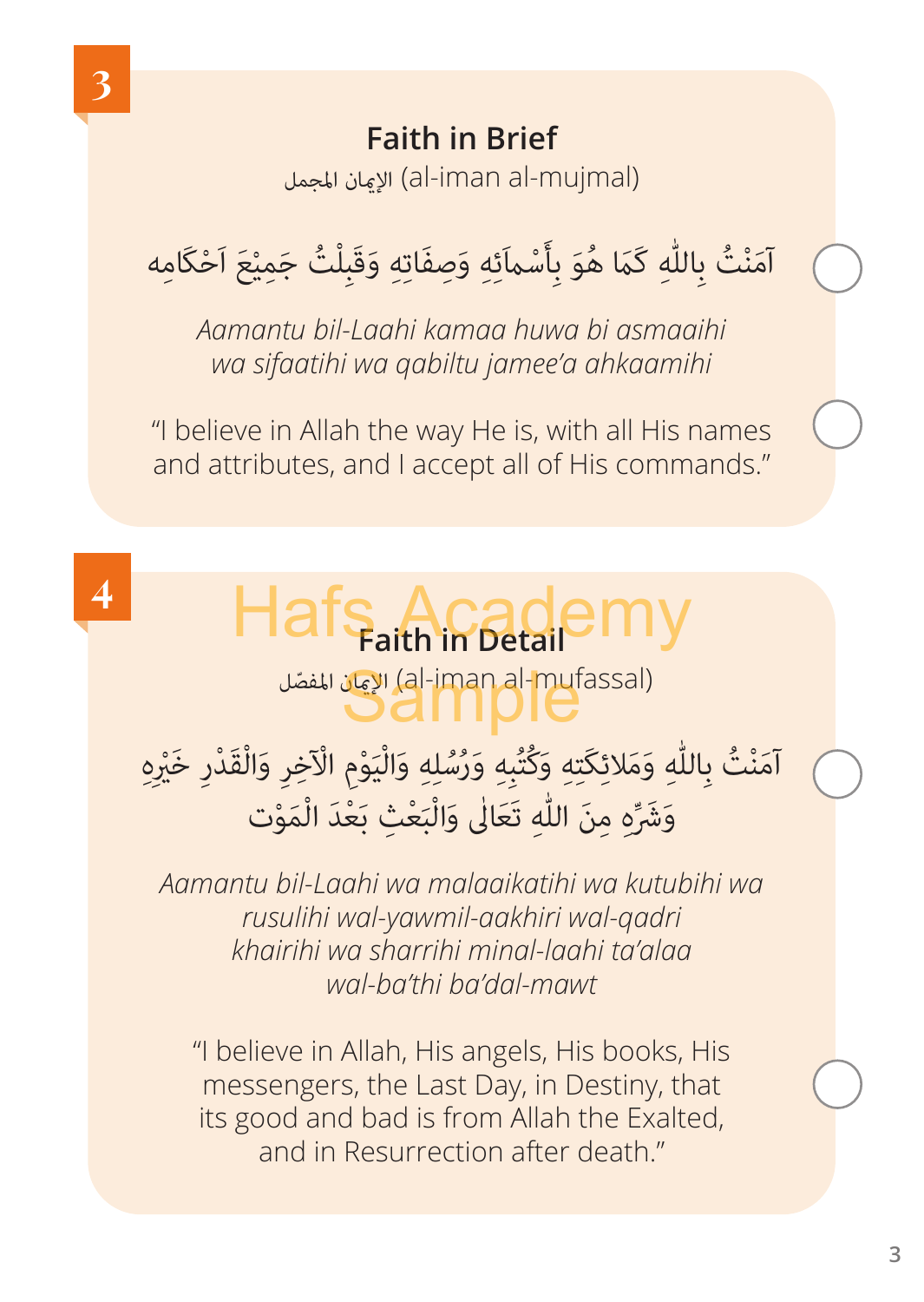**3**

## Faith in Brief

الإيمان المجمل (al-iman al-mujmal)

آمَنْتُ بِاللّٰهِ كَمَا هُوَ بِأَسْمَائِهِ وَصِفَاتِهِ وَقَبِلْتُ جَمِيْعَ اَحْكَامِهِ

*Aamantu bil-Laahi kamaa huwa bi asmaaihi wa sifaatihi wa qabiltu jamee'a ahkaamihi*

"I believe in Allah the way He is, with all His names and attributes, and I accept all of His commands."

**4**

## Faith in Detail

الإيمان المفصّل (al-iman al-mufassal)

آمَنْتُ بِاللّٰهِ وَمَلائِكَتِهِ وَكُتُبِهِ وَرُسُلِهِ وَالْيَوْمِ الْآخِرِ وَالْقَدْرِ خَيْرِهِ وَشَرِّهِ مِنَ اللّٰهِ تَعَالٰى وَالْبَعْثِ بَعْدَ الْمَوْتِ

*Aamantu bil-Laahi wa malaaikatihi wa kutubihi wa rusulihi wal-yawmil-aakhiri wal-qadri khairihi wa sharrihi minal-laahi ta'alaa wal-ba'thi ba'dal-mawt*

"I believe in Allah, His angels, His books, His messengers, the Last Day, in Destiny, that its good and bad is from Allah the Exalted, and in Resurrection after death."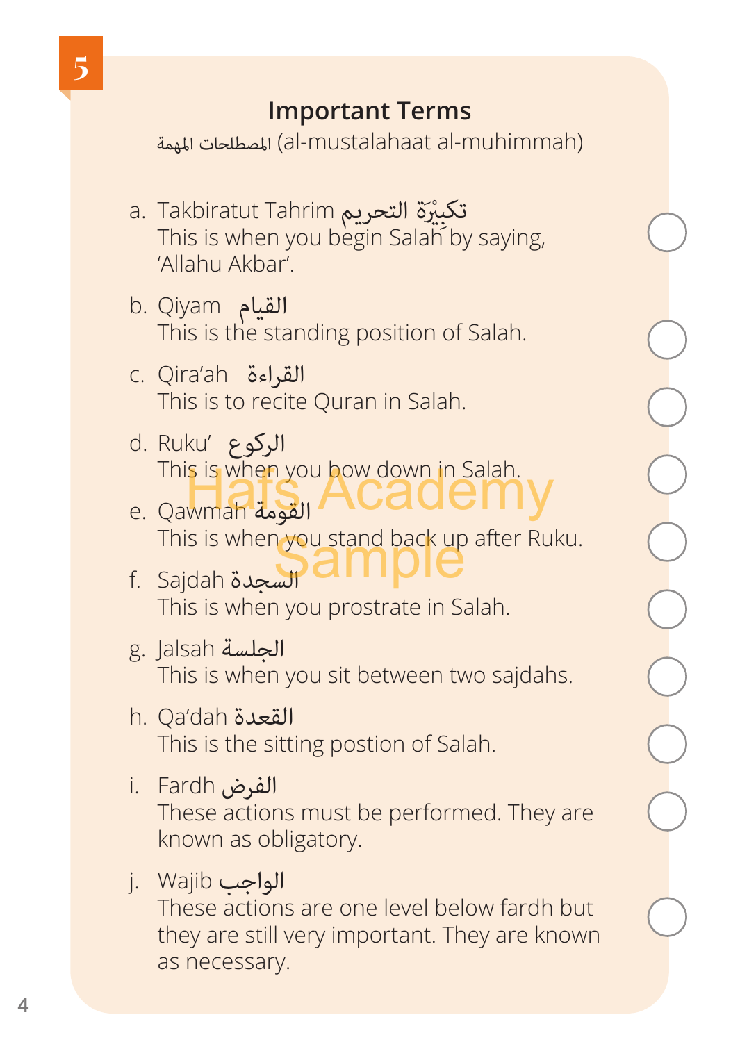5

## Important Terms

المصطلحات المهمة (al-mustalahaat al-muhimmah)

a. Takbiratut Tahrim تكبِيْرَة التحريم
   This is when you begin Salah by saying, 'Allahu Akbar'.

b. Qiyam القيام
   This is the standing position of Salah.

c. Qira'ah القراءة
   This is to recite Quran in Salah.

d. Ruku' الركوع
   This is when you bow down in Salah.

e. Qawmah القومة
   This is when you stand back up after Ruku.

f. Sajdah السجدة
   This is when you prostrate in Salah.

g. Jalsah الجلسة
   This is when you sit between two sajdahs.

h. Qa'dah القعدة
   This is the sitting postion of Salah.

i. Fardh الفرض
   These actions must be performed. They are known as obligatory.

j. Wajib الواجب
   These actions are one level below fardh but they are still very important. They are known as necessary.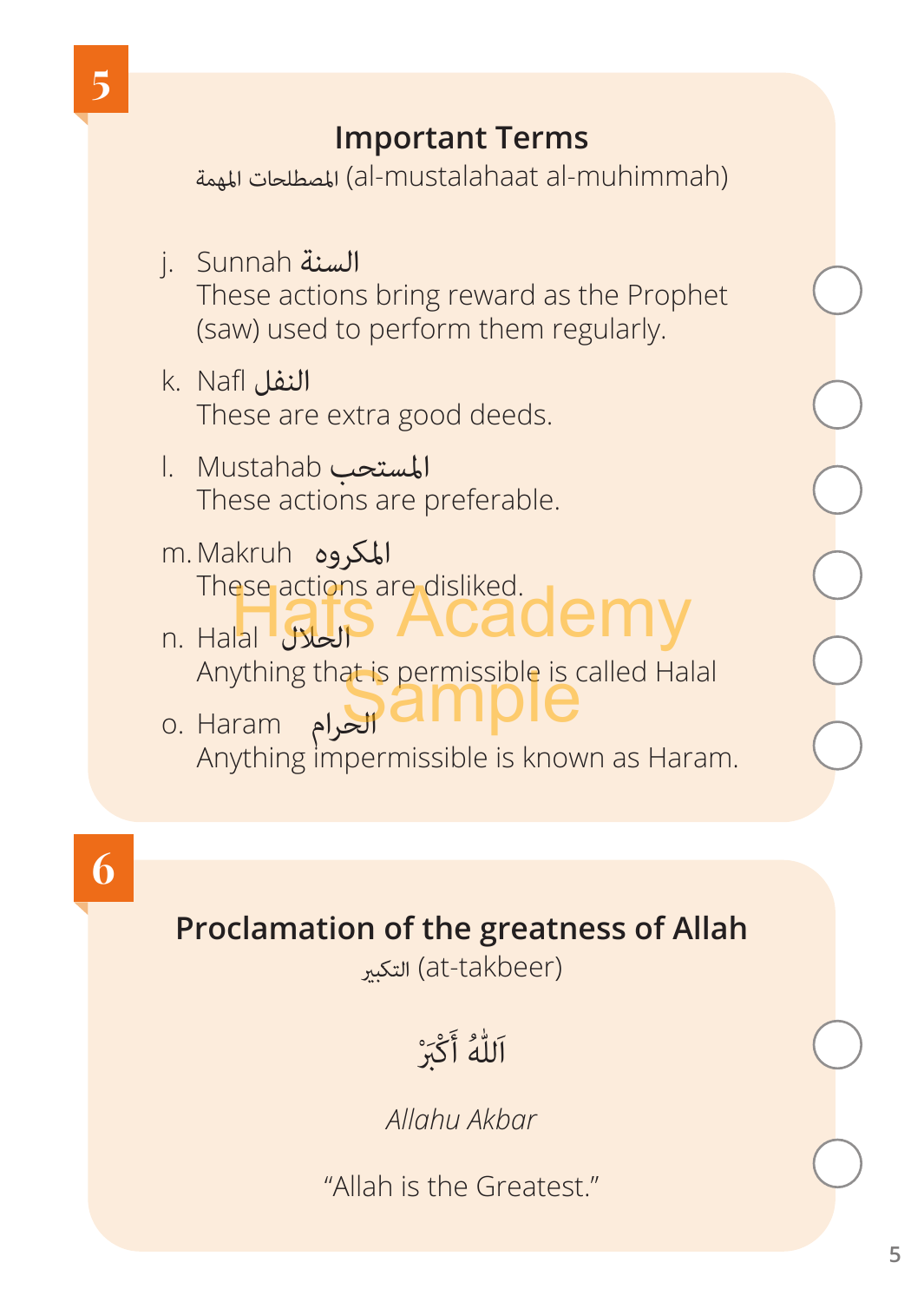## 5

### Important Terms

المصطلحات المهمة (al-mustalahaat al-muhimmah)

j. Sunnah السنة
These actions bring reward as the Prophet (saw) used to perform them regularly.

k. Nafl النفل
These are extra good deeds.

l. Mustahab المستحب
These actions are preferable.

m. Makruh المكروه
These actions are disliked.

n. Halal الحلال
Anything that is permissible is called Halal

o. Haram الحرام
Anything impermissible is known as Haram.

## 6

### Proclamation of the greatness of Allah

التكبير (at-takbeer)

اَللّٰهُ أَكْبَرْ

*Allahu Akbar*

"Allah is the Greatest."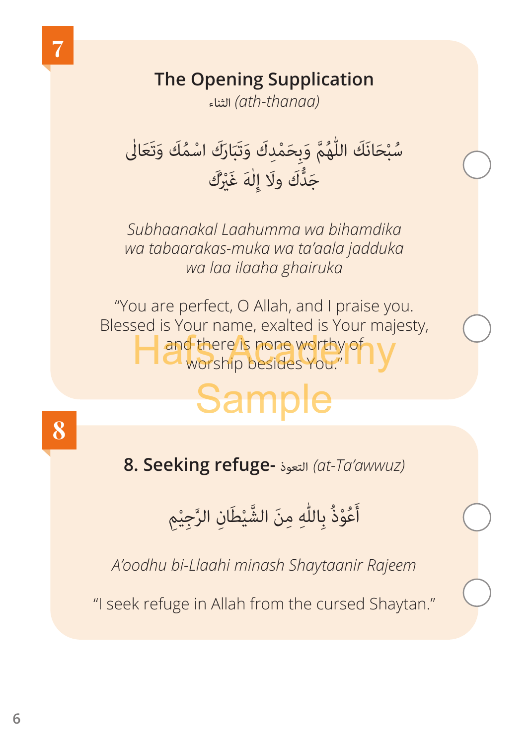7

## The Opening Supplication

الثناء *(ath-thanaa)*

سُبْحَانَكَ اللّٰهُمَّ وَبِحَمْدِكَ وَتَبَارَكَ اسْمُكَ وَتَعَالٰى جَدُّكَ ولَا إِلٰهَ غَيْرُكَ

*Subhaanakal Laahumma wa bihamdika wa tabaarakas-muka wa ta'aala jadduka wa laa ilaaha ghairuka*

"You are perfect, O Allah, and I praise you. Blessed is Your name, exalted is Your majesty, and there is none worthy of worship besides You."

Hafs Academy Sample

8

## 8. Seeking refuge- التعوذ *(at-Ta'awwuz)*

أَعُوْذُ بِاللّٰهِ مِنَ الشَّيْطَانِ الرَّجِيْمِ

*A'oodhu bi-Llaahi minash Shaytaanir Rajeem*

"I seek refuge in Allah from the cursed Shaytan."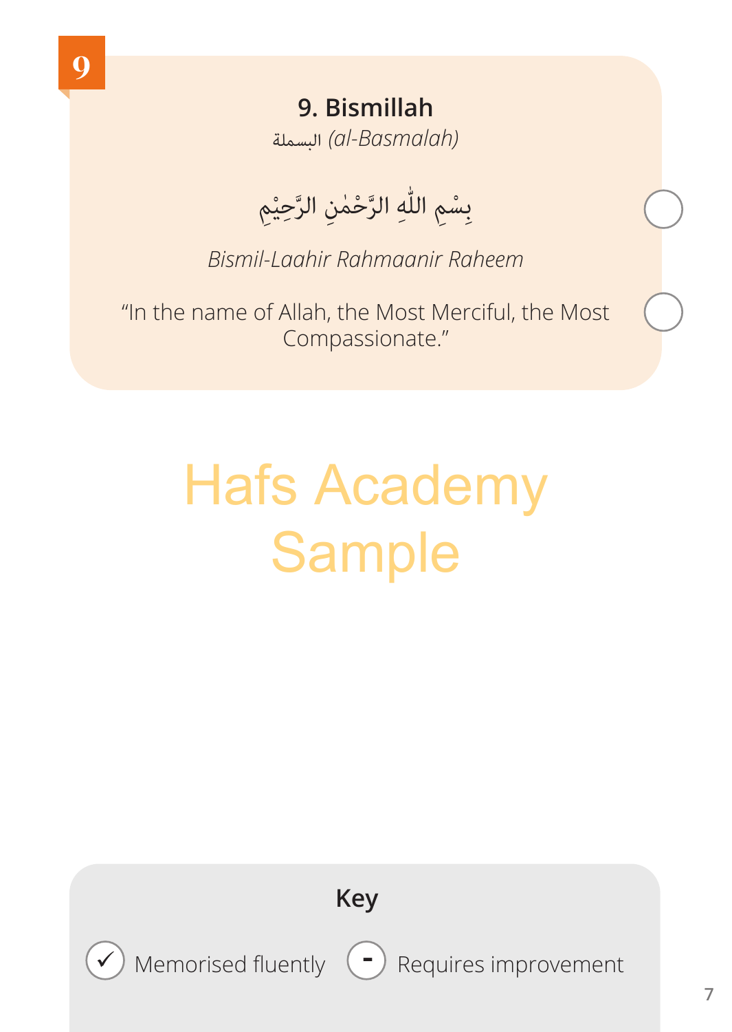## 9. Bismillah

البسملة *(al-Basmalah)*

بِسْمِ اللّٰهِ الرَّحْمٰنِ الرَّحِيْمِ

*Bismil-Laahir Rahmaanir Raheem*

"In the name of Allah, the Most Merciful, the Most Compassionate."

Hafs Academy Sample

**Key**

✓ Memorised fluently   - Requires improvement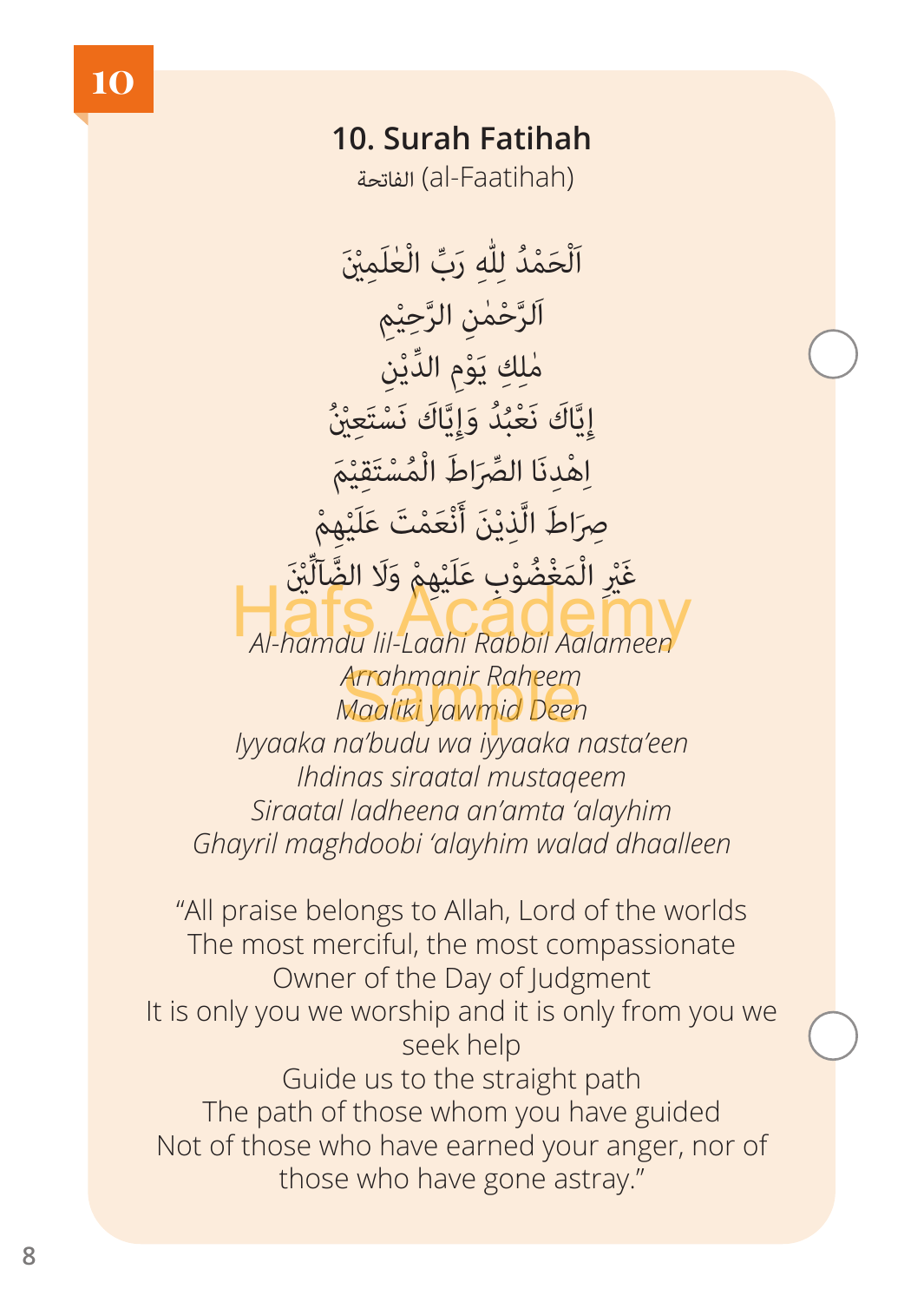# 10. Surah Fatihah

الفاتحة (al-Faatihah)

اَلْحَمْدُ لِلّٰهِ رَبِّ الْعٰلَمِيْنَ
اَلرَّحْمٰنِ الرَّحِيْمِ
مٰلِكِ يَوْمِ الدِّيْنِ
إِيَّاكَ نَعْبُدُ وَإِيَّاكَ نَسْتَعِيْنُ
اِهْدِنَا الصِّرَاطَ الْمُسْتَقِيْمَ
صِرَاطَ الَّذِيْنَ أَنْعَمْتَ عَلَيْهِمْ
غَيْرِ الْمَغْضُوْبِ عَلَيْهِمْ وَلَا الضَّآلِّيْنَ

*Al-hamdu lil-Laahi Rabbil Aalameen*
*Arrahmanir Raheem*
*Maaliki yawmid Deen*
*Iyyaaka na'budu wa iyyaaka nasta'een*
*Ihdinas siraatal mustaqeem*
*Siraatal ladheena an'amta 'alayhim*
*Ghayril maghdoobi 'alayhim walad dhaalleen*

"All praise belongs to Allah, Lord of the worlds
The most merciful, the most compassionate
Owner of the Day of Judgment
It is only you we worship and it is only from you we seek help
Guide us to the straight path
The path of those whom you have guided
Not of those who have earned your anger, nor of those who have gone astray."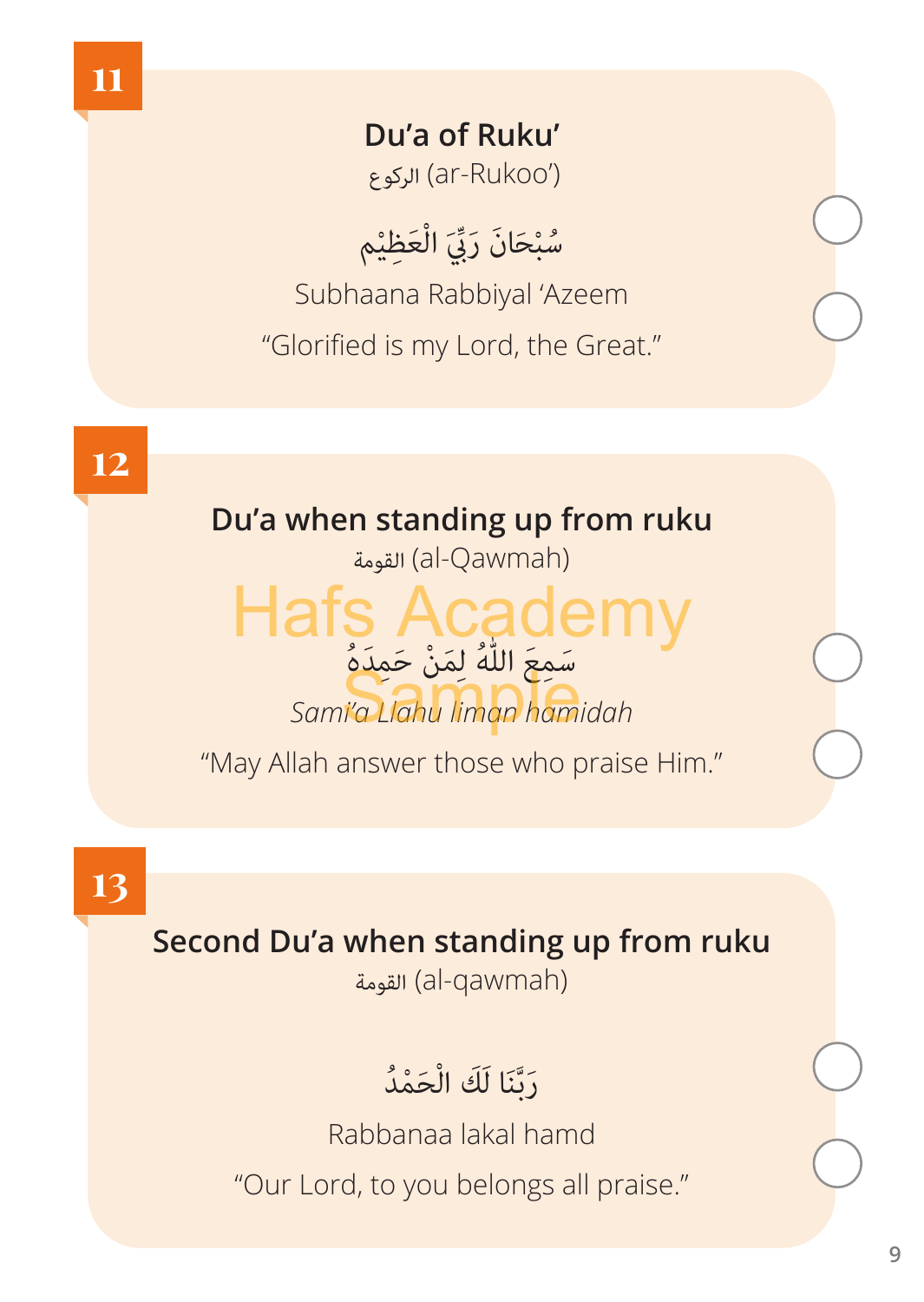## 11

### Du'a of Ruku'

الركوع (ar-Rukoo')

سُبْحَانَ رَبِّيَ الْعَظِيْم

Subhaana Rabbiyal 'Azeem

"Glorified is my Lord, the Great."

## 12

### Du'a when standing up from ruku

القومة (al-Qawmah)

سَمِعَ اللّٰهُ لِمَنْ حَمِدَهُ

*Sami'a Llahu liman hamidah*

"May Allah answer those who praise Him."

## 13

### Second Du'a when standing up from ruku

القومة (al-qawmah)

رَبَّنَا لَكَ الْحَمْدُ

Rabbanaa lakal hamd

"Our Lord, to you belongs all praise."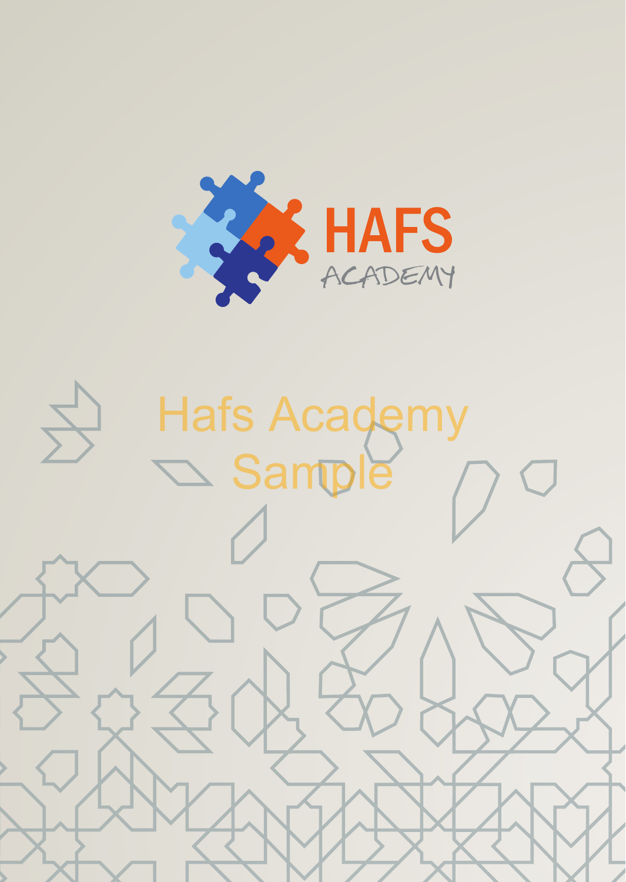HAFS ACADEMY

Hafs Academy Sample